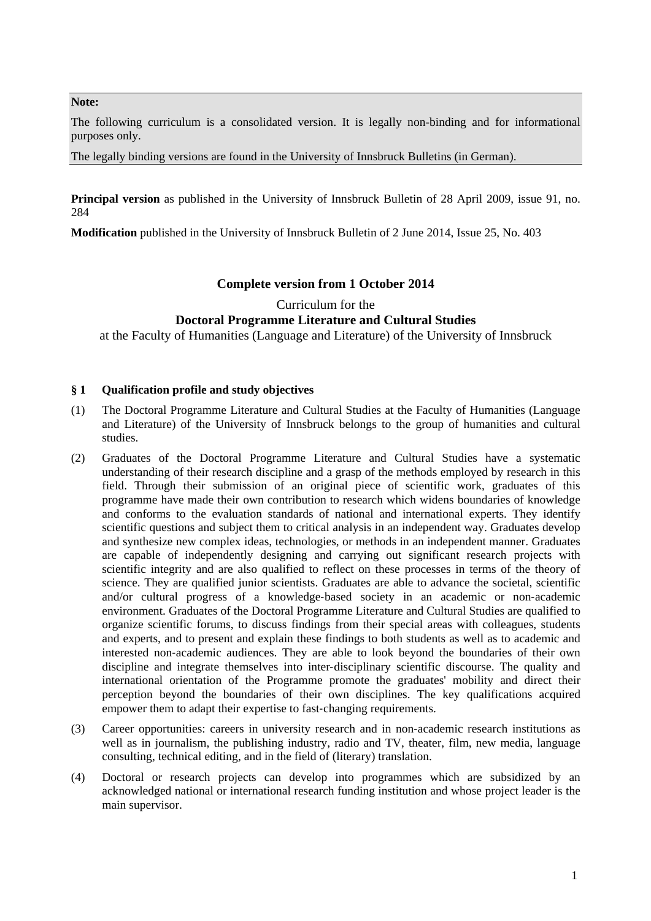**Note:**

The following curriculum is a consolidated version. It is legally non-binding and for informational purposes only.

The legally binding versions are found in the University of Innsbruck Bulletins (in German).

**Principal version** as published in the University of Innsbruck Bulletin of 28 April 2009, issue 91, no. 284

**Modification** published in the University of Innsbruck Bulletin of 2 June 2014, Issue 25, No. 403

## Complete version from 1 October 2014

Curriculum for the
**Doctoral Programme Literature and Cultural Studies**
at the Faculty of Humanities (Language and Literature) of the University of Innsbruck

### § 1 Qualification profile and study objectives

(1) The Doctoral Programme Literature and Cultural Studies at the Faculty of Humanities (Language and Literature) of the University of Innsbruck belongs to the group of humanities and cultural studies.

(2) Graduates of the Doctoral Programme Literature and Cultural Studies have a systematic understanding of their research discipline and a grasp of the methods employed by research in this field. Through their submission of an original piece of scientific work, graduates of this programme have made their own contribution to research which widens boundaries of knowledge and conforms to the evaluation standards of national and international experts. They identify scientific questions and subject them to critical analysis in an independent way. Graduates develop and synthesize new complex ideas, technologies, or methods in an independent manner. Graduates are capable of independently designing and carrying out significant research projects with scientific integrity and are also qualified to reflect on these processes in terms of the theory of science. They are qualified junior scientists. Graduates are able to advance the societal, scientific and/or cultural progress of a knowledge-based society in an academic or non-academic environment. Graduates of the Doctoral Programme Literature and Cultural Studies are qualified to organize scientific forums, to discuss findings from their special areas with colleagues, students and experts, and to present and explain these findings to both students as well as to academic and interested non-academic audiences. They are able to look beyond the boundaries of their own discipline and integrate themselves into inter-disciplinary scientific discourse. The quality and international orientation of the Programme promote the graduates' mobility and direct their perception beyond the boundaries of their own disciplines. The key qualifications acquired empower them to adapt their expertise to fast-changing requirements.

(3) Career opportunities: careers in university research and in non-academic research institutions as well as in journalism, the publishing industry, radio and TV, theater, film, new media, language consulting, technical editing, and in the field of (literary) translation.

(4) Doctoral or research projects can develop into programmes which are subsidized by an acknowledged national or international research funding institution and whose project leader is the main supervisor.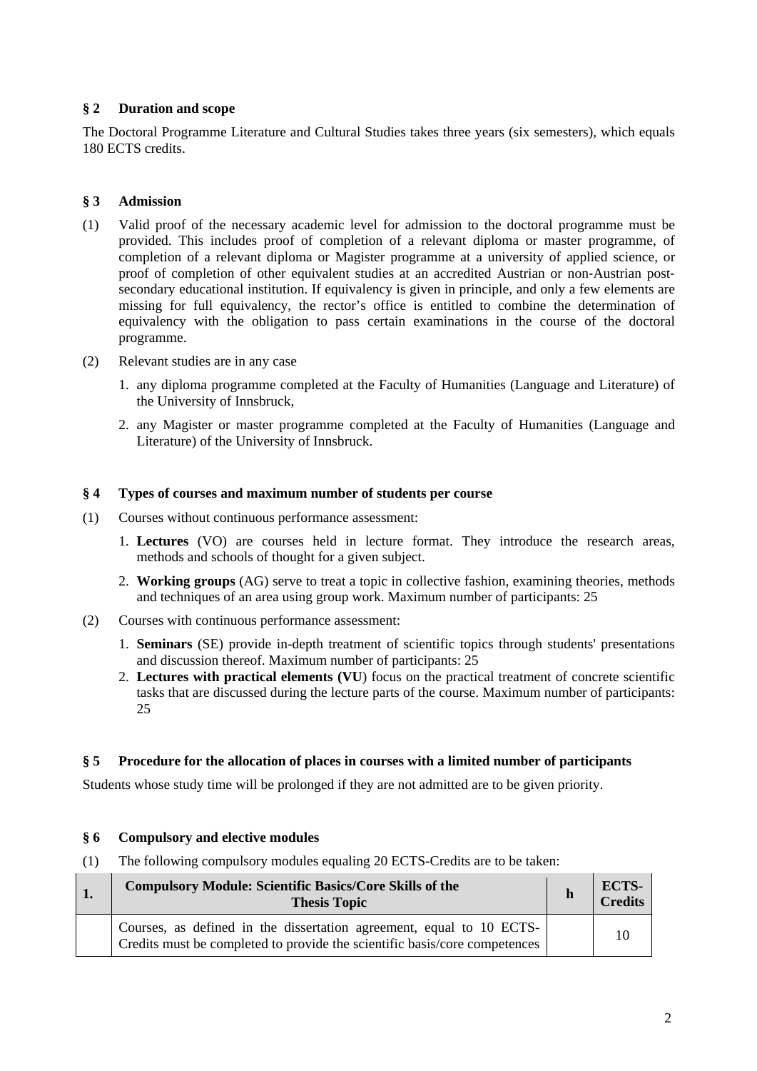## § 2 Duration and scope

The Doctoral Programme Literature and Cultural Studies takes three years (six semesters), which equals 180 ECTS credits.

## § 3 Admission

(1) Valid proof of the necessary academic level for admission to the doctoral programme must be provided. This includes proof of completion of a relevant diploma or master programme, of completion of a relevant diploma or Magister programme at a university of applied science, or proof of completion of other equivalent studies at an accredited Austrian or non-Austrian post-secondary educational institution. If equivalency is given in principle, and only a few elements are missing for full equivalency, the rector's office is entitled to combine the determination of equivalency with the obligation to pass certain examinations in the course of the doctoral programme.

(2) Relevant studies are in any case

1. any diploma programme completed at the Faculty of Humanities (Language and Literature) of the University of Innsbruck,
2. any Magister or master programme completed at the Faculty of Humanities (Language and Literature) of the University of Innsbruck.

## § 4 Types of courses and maximum number of students per course

(1) Courses without continuous performance assessment:

1. **Lectures** (VO) are courses held in lecture format. They introduce the research areas, methods and schools of thought for a given subject.
2. **Working groups** (AG) serve to treat a topic in collective fashion, examining theories, methods and techniques of an area using group work. Maximum number of participants: 25

(2) Courses with continuous performance assessment:

1. **Seminars** (SE) provide in-depth treatment of scientific topics through students' presentations and discussion thereof. Maximum number of participants: 25
2. **Lectures with practical elements (VU**) focus on the practical treatment of concrete scientific tasks that are discussed during the lecture parts of the course. Maximum number of participants: 25

## § 5 Procedure for the allocation of places in courses with a limited number of participants

Students whose study time will be prolonged if they are not admitted are to be given priority.

## § 6 Compulsory and elective modules

(1) The following compulsory modules equaling 20 ECTS-Credits are to be taken:

| 1. | Compulsory Module: Scientific Basics/Core Skills of the Thesis Topic | h | ECTS-Credits |
|---|---|---|---|
| | Courses, as defined in the dissertation agreement, equal to 10 ECTS-Credits must be completed to provide the scientific basis/core competences | | 10 |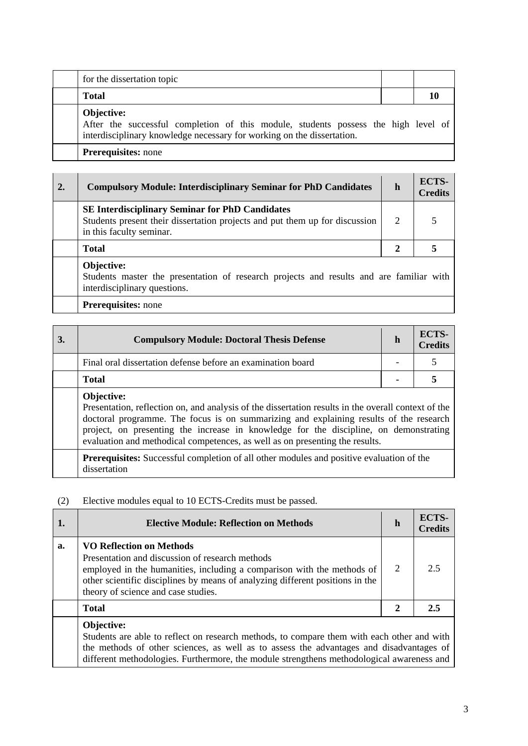|  | for the dissertation topic |  |  |
|---|---|---|---|
|  | **Total** |  | **10** |
|  | **Objective:** After the successful completion of this module, students possess the high level of interdisciplinary knowledge necessary for working on the dissertation. | | |
|  | **Prerequisites:** none | | |

| **2.** | **Compulsory Module: Interdisciplinary Seminar for PhD Candidates** | **h** | **ECTS-Credits** |
|---|---|---|---|
|  | **SE Interdisciplinary Seminar for PhD Candidates** Students present their dissertation projects and put them up for discussion in this faculty seminar. | 2 | 5 |
|  | **Total** | **2** | **5** |
|  | **Objective:** Students master the presentation of research projects and results and are familiar with interdisciplinary questions. | | |
|  | **Prerequisites:** none | | |

| **3.** | **Compulsory Module: Doctoral Thesis Defense** | **h** | **ECTS-Credits** |
|---|---|---|---|
|  | Final oral dissertation defense before an examination board | - | 5 |
|  | **Total** | **-** | **5** |
|  | **Objective:** Presentation, reflection on, and analysis of the dissertation results in the overall context of the doctoral programme. The focus is on summarizing and explaining results of the research project, on presenting the increase in knowledge for the discipline, on demonstrating evaluation and methodical competences, as well as on presenting the results. | | |
|  | **Prerequisites:** Successful completion of all other modules and positive evaluation of the dissertation | | |

(2) Elective modules equal to 10 ECTS-Credits must be passed.

| **1.** | **Elective Module: Reflection on Methods** | **h** | **ECTS-Credits** |
|---|---|---|---|
| **a.** | **VO Reflection on Methods** Presentation and discussion of research methods employed in the humanities, including a comparison with the methods of other scientific disciplines by means of analyzing different positions in the theory of science and case studies. | 2 | 2.5 |
|  | **Total** | **2** | **2.5** |
|  | **Objective:** Students are able to reflect on research methods, to compare them with each other and with the methods of other sciences, as well as to assess the advantages and disadvantages of different methodologies. Furthermore, the module strengthens methodological awareness and | | |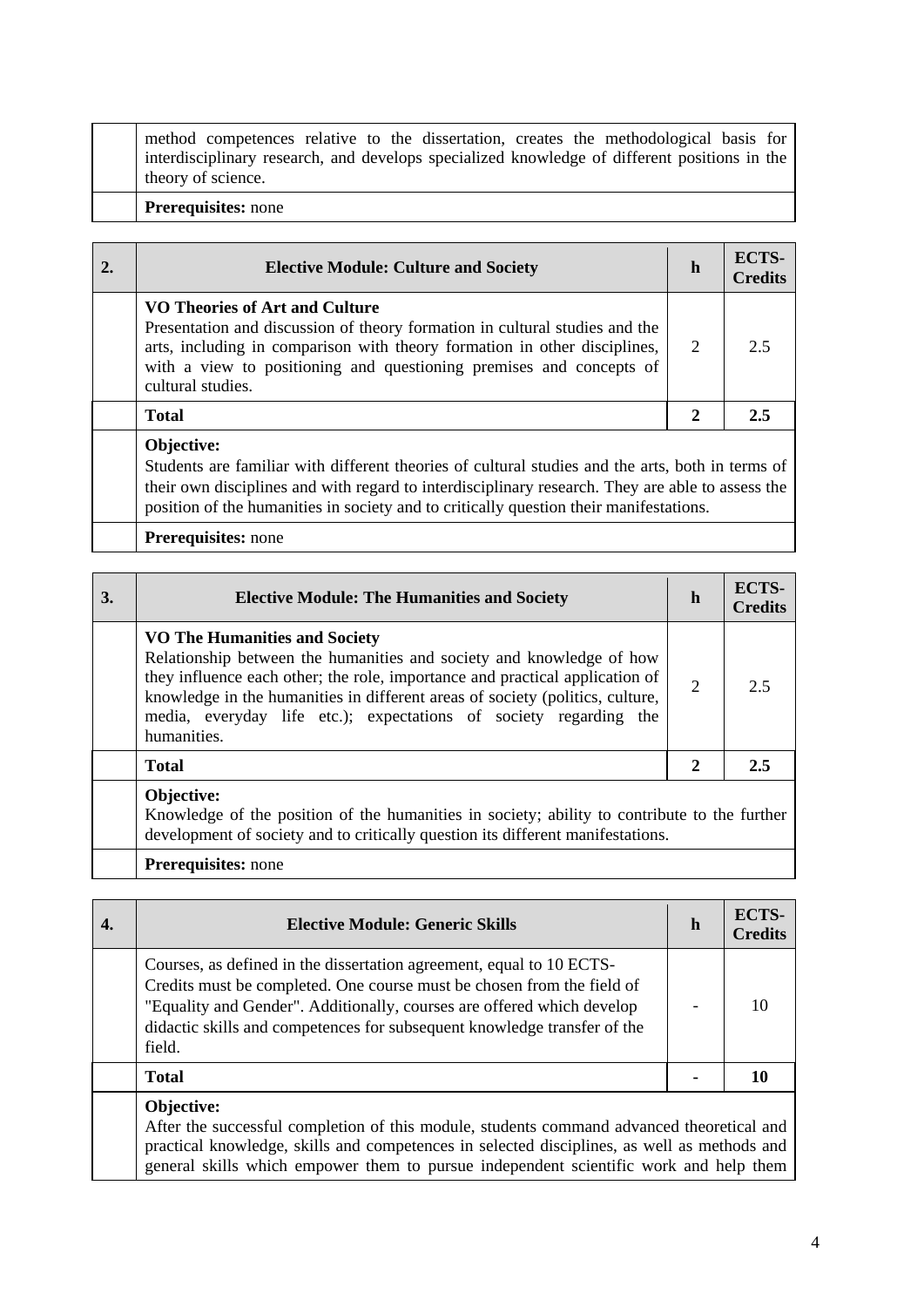| | | | |
|---|---|---|---|
| | method competences relative to the dissertation, creates the methodological basis for interdisciplinary research, and develops specialized knowledge of different positions in the theory of science. | | |
| | **Prerequisites:** none | | |

| **2.** | **Elective Module: Culture and Society** | **h** | **ECTS-Credits** |
|---|---|---|---|
| | **VO Theories of Art and Culture** Presentation and discussion of theory formation in cultural studies and the arts, including in comparison with theory formation in other disciplines, with a view to positioning and questioning premises and concepts of cultural studies. | 2 | 2.5 |
| | **Total** | **2** | **2.5** |
| | **Objective:** Students are familiar with different theories of cultural studies and the arts, both in terms of their own disciplines and with regard to interdisciplinary research. They are able to assess the position of the humanities in society and to critically question their manifestations. | | |
| | **Prerequisites:** none | | |

| **3.** | **Elective Module: The Humanities and Society** | **h** | **ECTS-Credits** |
|---|---|---|---|
| | **VO The Humanities and Society** Relationship between the humanities and society and knowledge of how they influence each other; the role, importance and practical application of knowledge in the humanities in different areas of society (politics, culture, media, everyday life etc.); expectations of society regarding the humanities. | 2 | 2.5 |
| | **Total** | **2** | **2.5** |
| | **Objective:** Knowledge of the position of the humanities in society; ability to contribute to the further development of society and to critically question its different manifestations. | | |
| | **Prerequisites:** none | | |

| **4.** | **Elective Module: Generic Skills** | **h** | **ECTS-Credits** |
|---|---|---|---|
| | Courses, as defined in the dissertation agreement, equal to 10 ECTS-Credits must be completed. One course must be chosen from the field of "Equality and Gender". Additionally, courses are offered which develop didactic skills and competences for subsequent knowledge transfer of the field. | - | 10 |
| | **Total** | **-** | **10** |
| | **Objective:** After the successful completion of this module, students command advanced theoretical and practical knowledge, skills and competences in selected disciplines, as well as methods and general skills which empower them to pursue independent scientific work and help them | | |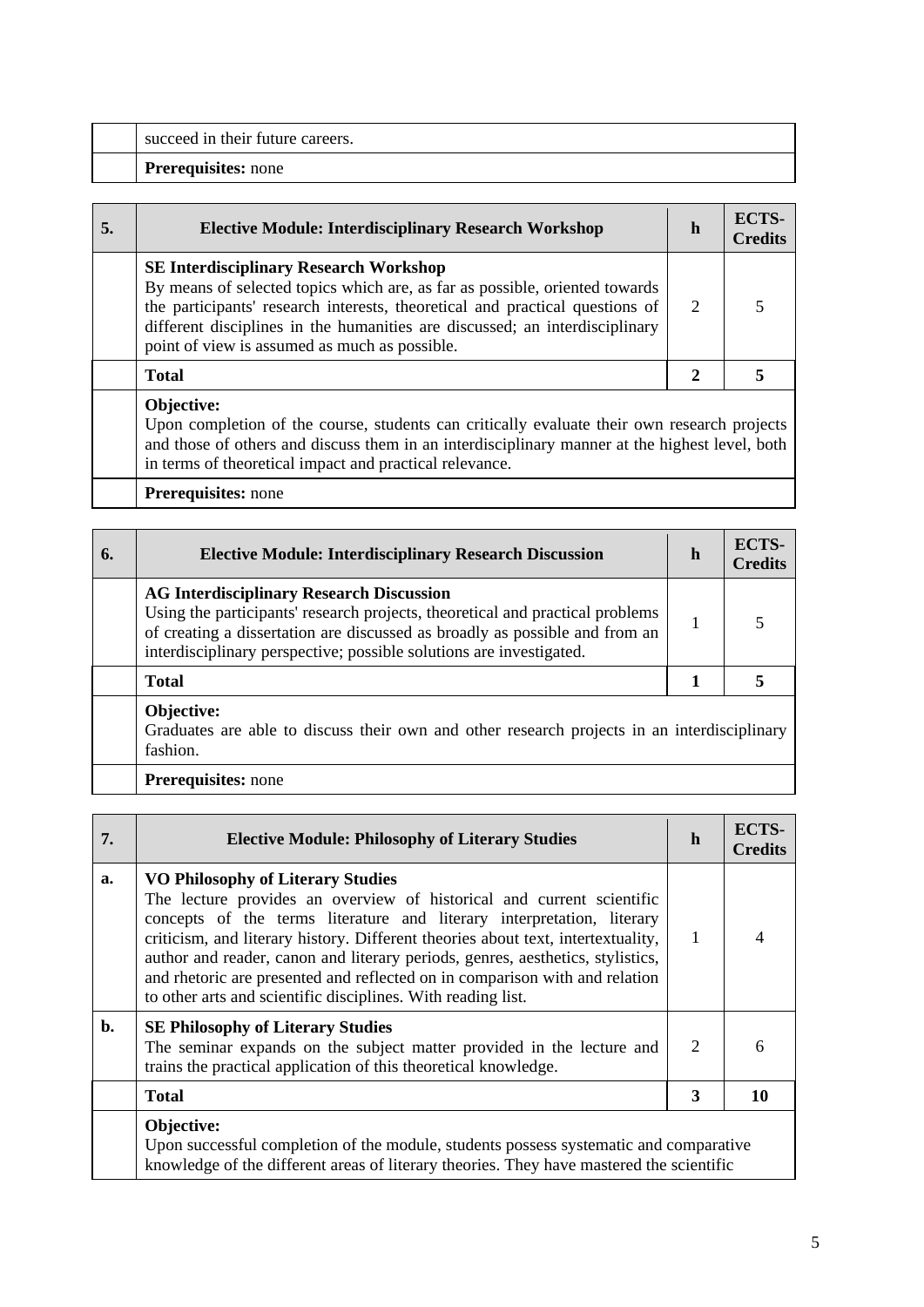| | |
|---|---|
| | succeed in their future careers. |
| | **Prerequisites:** none |

| 5. | Elective Module: Interdisciplinary Research Workshop | h | ECTS-Credits |
|---|---|---|---|
| | **SE Interdisciplinary Research Workshop** By means of selected topics which are, as far as possible, oriented towards the participants' research interests, theoretical and practical questions of different disciplines in the humanities are discussed; an interdisciplinary point of view is assumed as much as possible. | 2 | 5 |
| | **Total** | **2** | **5** |
| | **Objective:** Upon completion of the course, students can critically evaluate their own research projects and those of others and discuss them in an interdisciplinary manner at the highest level, both in terms of theoretical impact and practical relevance. | | |
| | **Prerequisites:** none | | |

| 6. | Elective Module: Interdisciplinary Research Discussion | h | ECTS-Credits |
|---|---|---|---|
| | **AG Interdisciplinary Research Discussion** Using the participants' research projects, theoretical and practical problems of creating a dissertation are discussed as broadly as possible and from an interdisciplinary perspective; possible solutions are investigated. | 1 | 5 |
| | **Total** | **1** | **5** |
| | **Objective:** Graduates are able to discuss their own and other research projects in an interdisciplinary fashion. | | |
| | **Prerequisites:** none | | |

| 7. | Elective Module: Philosophy of Literary Studies | h | ECTS-Credits |
|---|---|---|---|
| a. | **VO Philosophy of Literary Studies** The lecture provides an overview of historical and current scientific concepts of the terms literature and literary interpretation, literary criticism, and literary history. Different theories about text, intertextuality, author and reader, canon and literary periods, genres, aesthetics, stylistics, and rhetoric are presented and reflected on in comparison with and relation to other arts and scientific disciplines. With reading list. | 1 | 4 |
| b. | **SE Philosophy of Literary Studies** The seminar expands on the subject matter provided in the lecture and trains the practical application of this theoretical knowledge. | 2 | 6 |
| | **Total** | **3** | **10** |
| | **Objective:** Upon successful completion of the module, students possess systematic and comparative knowledge of the different areas of literary theories. They have mastered the scientific | | |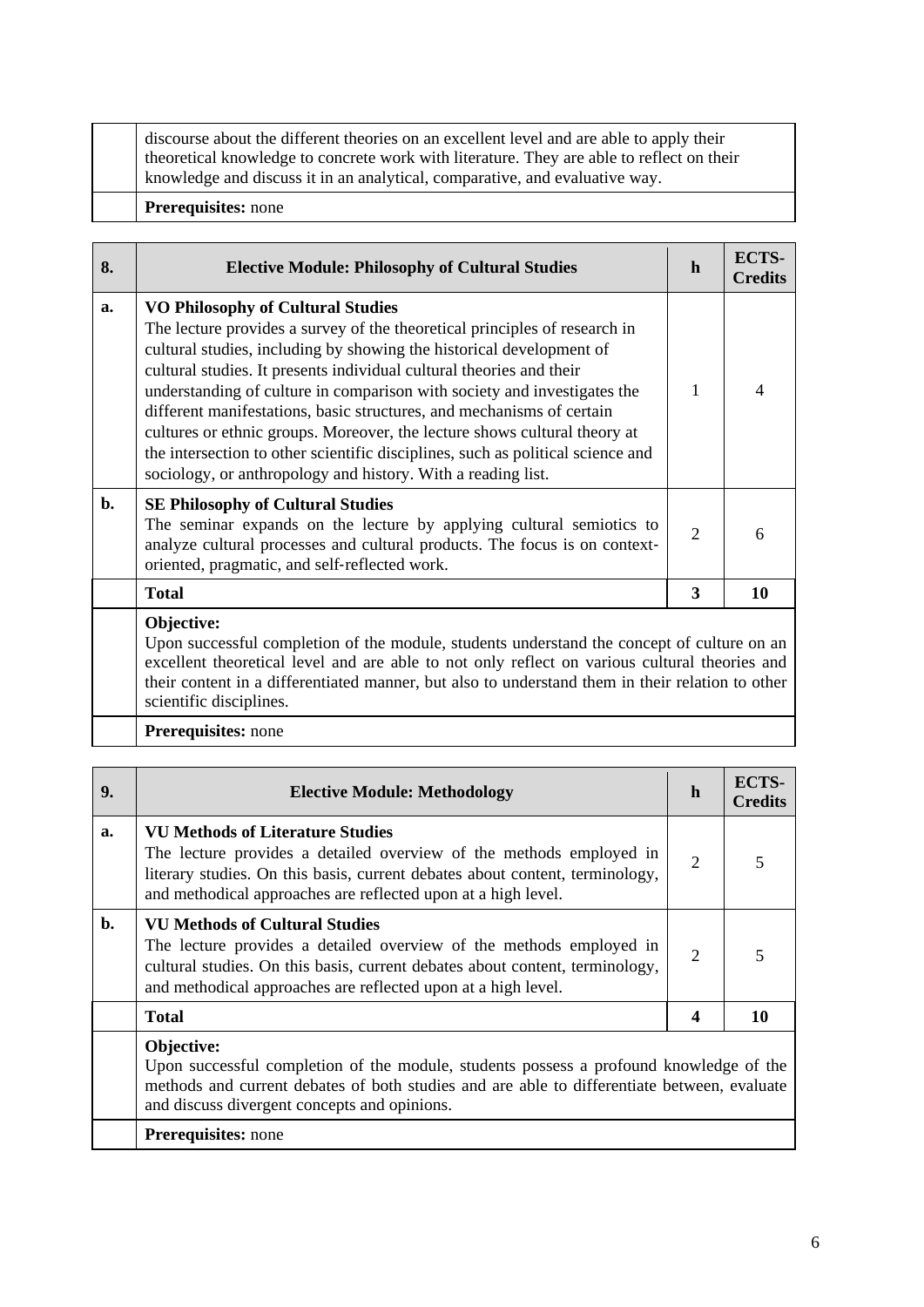| | | | |
|---|---|---|---|
| | discourse about the different theories on an excellent level and are able to apply their theoretical knowledge to concrete work with literature. They are able to reflect on their knowledge and discuss it in an analytical, comparative, and evaluative way. | | |
| | **Prerequisites:** none | | |

| **8.** | **Elective Module: Philosophy of Cultural Studies** | **h** | **ECTS-Credits** |
|---|---|---|---|
| **a.** | **VO Philosophy of Cultural Studies**<br>The lecture provides a survey of the theoretical principles of research in cultural studies, including by showing the historical development of cultural studies. It presents individual cultural theories and their understanding of culture in comparison with society and investigates the different manifestations, basic structures, and mechanisms of certain cultures or ethnic groups. Moreover, the lecture shows cultural theory at the intersection to other scientific disciplines, such as political science and sociology, or anthropology and history. With a reading list. | 1 | 4 |
| **b.** | **SE Philosophy of Cultural Studies**<br>The seminar expands on the lecture by applying cultural semiotics to analyze cultural processes and cultural products. The focus is on context-oriented, pragmatic, and self-reflected work. | 2 | 6 |
| | **Total** | **3** | **10** |
| | **Objective:**<br>Upon successful completion of the module, students understand the concept of culture on an excellent theoretical level and are able to not only reflect on various cultural theories and their content in a differentiated manner, but also to understand them in their relation to other scientific disciplines. | | |
| | **Prerequisites:** none | | |

| **9.** | **Elective Module: Methodology** | **h** | **ECTS-Credits** |
|---|---|---|---|
| **a.** | **VU Methods of Literature Studies**<br>The lecture provides a detailed overview of the methods employed in literary studies. On this basis, current debates about content, terminology, and methodical approaches are reflected upon at a high level. | 2 | 5 |
| **b.** | **VU Methods of Cultural Studies**<br>The lecture provides a detailed overview of the methods employed in cultural studies. On this basis, current debates about content, terminology, and methodical approaches are reflected upon at a high level. | 2 | 5 |
| | **Total** | **4** | **10** |
| | **Objective:**<br>Upon successful completion of the module, students possess a profound knowledge of the methods and current debates of both studies and are able to differentiate between, evaluate and discuss divergent concepts and opinions. | | |
| | **Prerequisites:** none | | |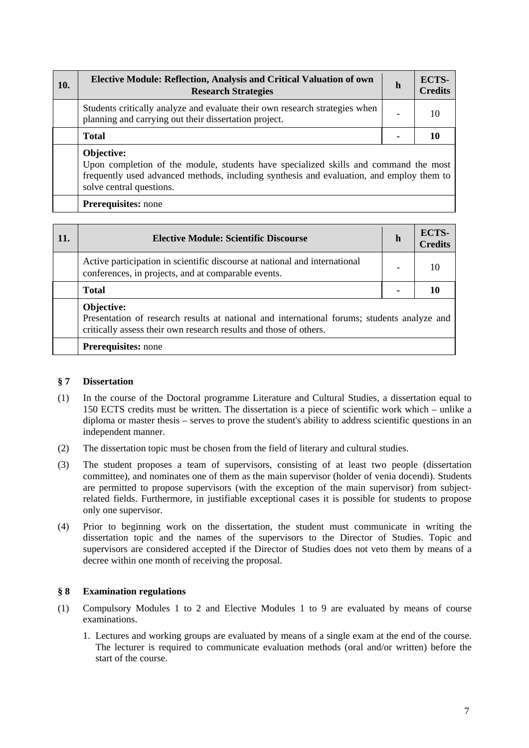| 10. | Elective Module: Reflection, Analysis and Critical Valuation of own Research Strategies | h | ECTS-Credits |
|---|---|---|---|
| | Students critically analyze and evaluate their own research strategies when planning and carrying out their dissertation project. | - | 10 |
| | **Total** | **-** | **10** |
| | **Objective:** Upon completion of the module, students have specialized skills and command the most frequently used advanced methods, including synthesis and evaluation, and employ them to solve central questions. | | |
| | **Prerequisites:** none | | |

| 11. | Elective Module: Scientific Discourse | h | ECTS-Credits |
|---|---|---|---|
| | Active participation in scientific discourse at national and international conferences, in projects, and at comparable events. | - | 10 |
| | **Total** | **-** | **10** |
| | **Objective:** Presentation of research results at national and international forums; students analyze and critically assess their own research results and those of others. | | |
| | **Prerequisites:** none | | |

## § 7 Dissertation

(1) In the course of the Doctoral programme Literature and Cultural Studies, a dissertation equal to 150 ECTS credits must be written. The dissertation is a piece of scientific work which – unlike a diploma or master thesis – serves to prove the student's ability to address scientific questions in an independent manner.

(2) The dissertation topic must be chosen from the field of literary and cultural studies.

(3) The student proposes a team of supervisors, consisting of at least two people (dissertation committee), and nominates one of them as the main supervisor (holder of venia docendi). Students are permitted to propose supervisors (with the exception of the main supervisor) from subject-related fields. Furthermore, in justifiable exceptional cases it is possible for students to propose only one supervisor.

(4) Prior to beginning work on the dissertation, the student must communicate in writing the dissertation topic and the names of the supervisors to the Director of Studies. Topic and supervisors are considered accepted if the Director of Studies does not veto them by means of a decree within one month of receiving the proposal.

## § 8 Examination regulations

(1) Compulsory Modules 1 to 2 and Elective Modules 1 to 9 are evaluated by means of course examinations.

1. Lectures and working groups are evaluated by means of a single exam at the end of the course. The lecturer is required to communicate evaluation methods (oral and/or written) before the start of the course.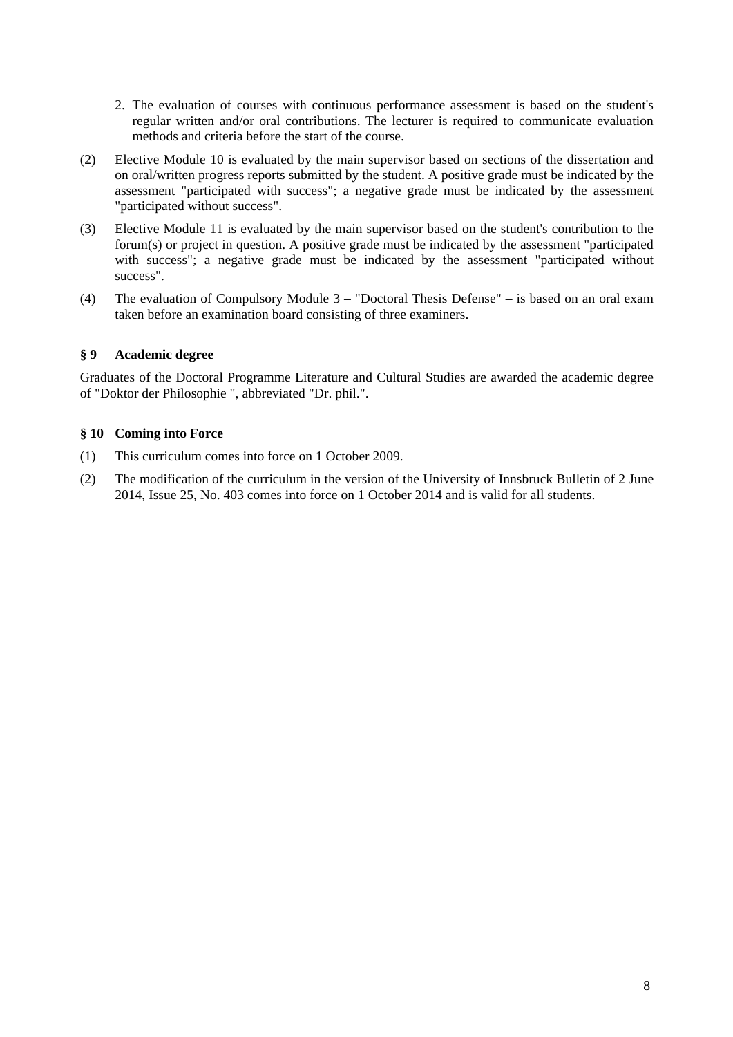2. The evaluation of courses with continuous performance assessment is based on the student's regular written and/or oral contributions. The lecturer is required to communicate evaluation methods and criteria before the start of the course.

(2) Elective Module 10 is evaluated by the main supervisor based on sections of the dissertation and on oral/written progress reports submitted by the student. A positive grade must be indicated by the assessment "participated with success"; a negative grade must be indicated by the assessment "participated without success".

(3) Elective Module 11 is evaluated by the main supervisor based on the student's contribution to the forum(s) or project in question. A positive grade must be indicated by the assessment "participated with success"; a negative grade must be indicated by the assessment "participated without success".

(4) The evaluation of Compulsory Module 3 – "Doctoral Thesis Defense" – is based on an oral exam taken before an examination board consisting of three examiners.

### § 9 Academic degree

Graduates of the Doctoral Programme Literature and Cultural Studies are awarded the academic degree of "Doktor der Philosophie ", abbreviated "Dr. phil.".

### § 10 Coming into Force

(1) This curriculum comes into force on 1 October 2009.

(2) The modification of the curriculum in the version of the University of Innsbruck Bulletin of 2 June 2014, Issue 25, No. 403 comes into force on 1 October 2014 and is valid for all students.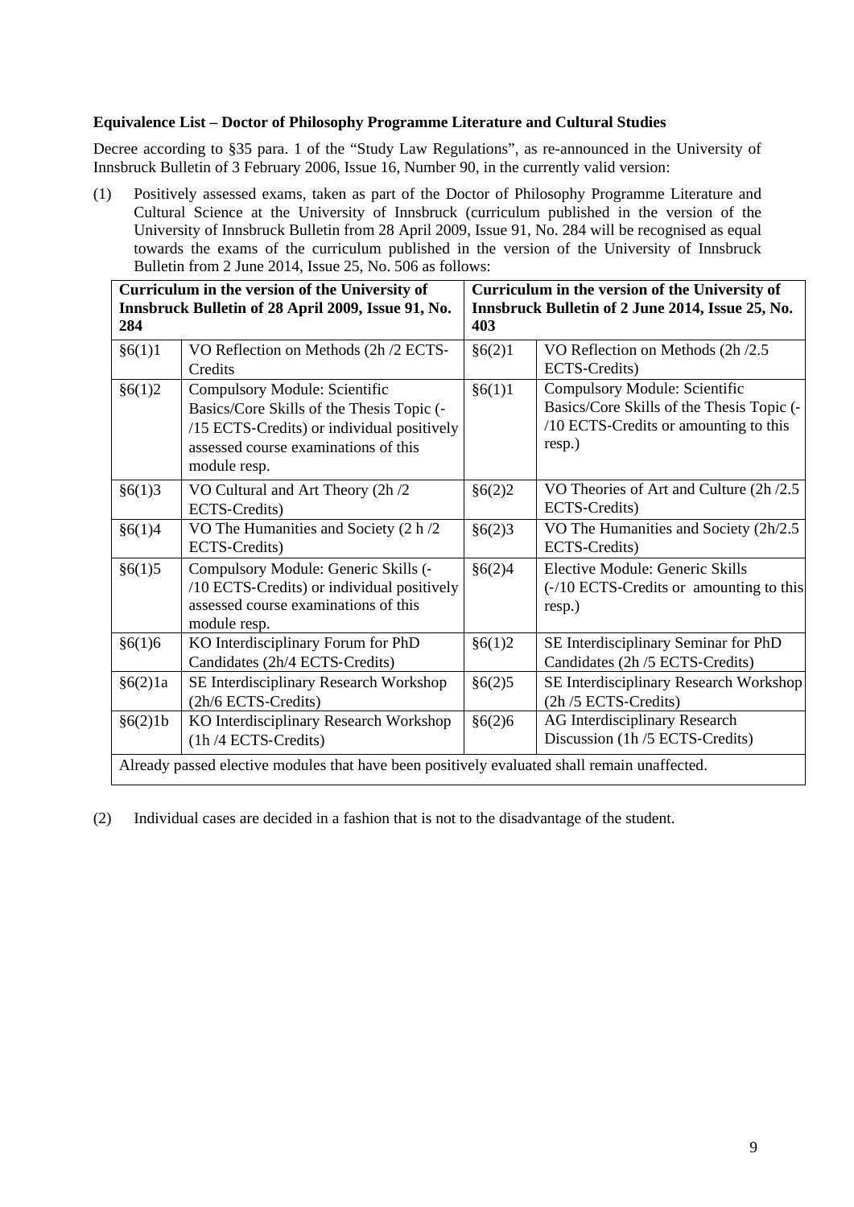**Equivalence List – Doctor of Philosophy Programme Literature and Cultural Studies**

Decree according to §35 para. 1 of the "Study Law Regulations", as re-announced in the University of Innsbruck Bulletin of 3 February 2006, Issue 16, Number 90, in the currently valid version:

(1) Positively assessed exams, taken as part of the Doctor of Philosophy Programme Literature and Cultural Science at the University of Innsbruck (curriculum published in the version of the University of Innsbruck Bulletin from 28 April 2009, Issue 91, No. 284 will be recognised as equal towards the exams of the curriculum published in the version of the University of Innsbruck Bulletin from 2 June 2014, Issue 25, No. 506 as follows:

| **Curriculum in the version of the University of Innsbruck Bulletin of 28 April 2009, Issue 91, No. 284** | | **Curriculum in the version of the University of Innsbruck Bulletin of 2 June 2014, Issue 25, No. 403** | |
|---|---|---|---|
| §6(1)1 | VO Reflection on Methods (2h /2 ECTS-Credits | §6(2)1 | VO Reflection on Methods (2h /2.5 ECTS-Credits) |
| §6(1)2 | Compulsory Module: Scientific Basics/Core Skills of the Thesis Topic (-/15 ECTS-Credits) or individual positively assessed course examinations of this module resp. | §6(1)1 | Compulsory Module: Scientific Basics/Core Skills of the Thesis Topic (-/10 ECTS-Credits or amounting to this resp.) |
| §6(1)3 | VO Cultural and Art Theory (2h /2 ECTS-Credits) | §6(2)2 | VO Theories of Art and Culture (2h /2.5 ECTS-Credits) |
| §6(1)4 | VO The Humanities and Society (2 h /2 ECTS-Credits) | §6(2)3 | VO The Humanities and Society (2h/2.5 ECTS-Credits) |
| §6(1)5 | Compulsory Module: Generic Skills (-/10 ECTS-Credits) or individual positively assessed course examinations of this module resp. | §6(2)4 | Elective Module: Generic Skills (-/10 ECTS-Credits or amounting to this resp.) |
| §6(1)6 | KO Interdisciplinary Forum for PhD Candidates (2h/4 ECTS-Credits) | §6(1)2 | SE Interdisciplinary Seminar for PhD Candidates (2h /5 ECTS-Credits) |
| §6(2)1a | SE Interdisciplinary Research Workshop (2h/6 ECTS-Credits) | §6(2)5 | SE Interdisciplinary Research Workshop (2h /5 ECTS-Credits) |
| §6(2)1b | KO Interdisciplinary Research Workshop (1h /4 ECTS-Credits) | §6(2)6 | AG Interdisciplinary Research Discussion (1h /5 ECTS-Credits) |
| Already passed elective modules that have been positively evaluated shall remain unaffected. | | | |

(2) Individual cases are decided in a fashion that is not to the disadvantage of the student.